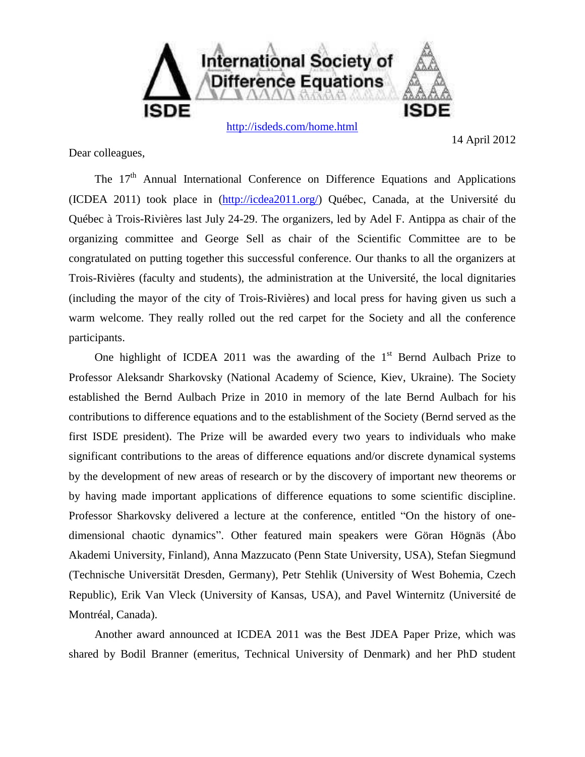International Society of Difference Equations

ISDE

http://isdeds.com/home.html

14 April 2012

Dear colleagues,

The 17th Annual International Conference on Difference Equations and Applications (ICDEA 2011) took place in (http://icdea2011.org/) Québec, Canada, at the Université du Québec à Trois-Rivières last July 24-29. The organizers, led by Adel F. Antippa as chair of the organizing committee and George Sell as chair of the Scientific Committee are to be congratulated on putting together this successful conference. Our thanks to all the organizers at Trois-Rivières (faculty and students), the administration at the Université, the local dignitaries (including the mayor of the city of Trois-Rivières) and local press for having given us such a warm welcome. They really rolled out the red carpet for the Society and all the conference participants.

One highlight of ICDEA 2011 was the awarding of the 1st Bernd Aulbach Prize to Professor Aleksandr Sharkovsky (National Academy of Science, Kiev, Ukraine). The Society established the Bernd Aulbach Prize in 2010 in memory of the late Bernd Aulbach for his contributions to difference equations and to the establishment of the Society (Bernd served as the first ISDE president). The Prize will be awarded every two years to individuals who make significant contributions to the areas of difference equations and/or discrete dynamical systems by the development of new areas of research or by the discovery of important new theorems or by having made important applications of difference equations to some scientific discipline. Professor Sharkovsky delivered a lecture at the conference, entitled "On the history of one-dimensional chaotic dynamics". Other featured main speakers were Göran Högnäs (Åbo Akademi University, Finland), Anna Mazzucato (Penn State University, USA), Stefan Siegmund (Technische Universität Dresden, Germany), Petr Stehlik (University of West Bohemia, Czech Republic), Erik Van Vleck (University of Kansas, USA), and Pavel Winternitz (Université de Montréal, Canada).

Another award announced at ICDEA 2011 was the Best JDEA Paper Prize, which was shared by Bodil Branner (emeritus, Technical University of Denmark) and her PhD student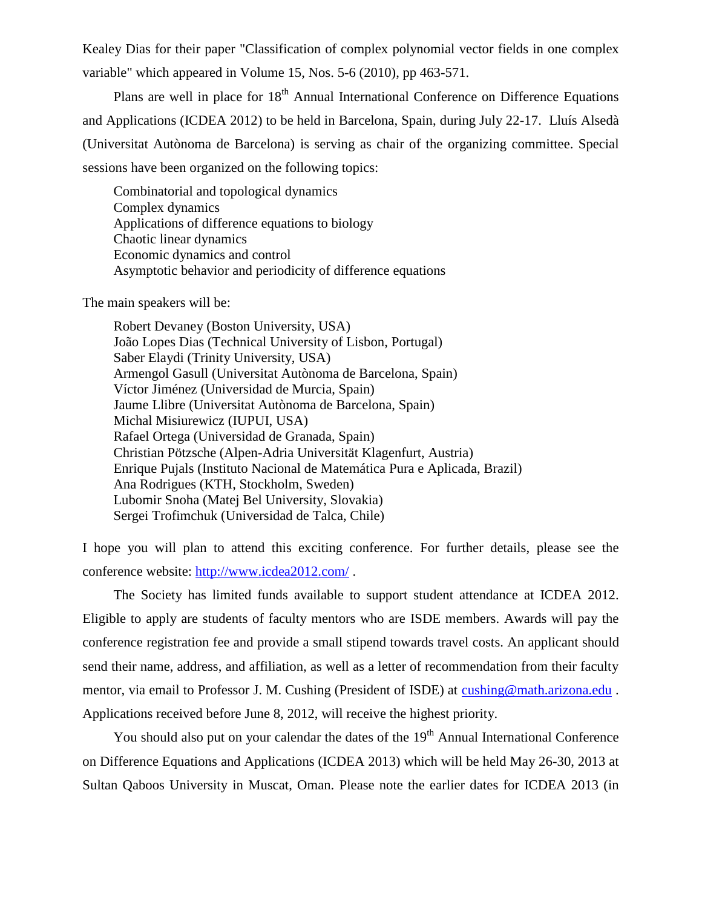Kealey Dias for their paper "Classification of complex polynomial vector fields in one complex variable" which appeared in Volume 15, Nos. 5-6 (2010), pp 463-571.

Plans are well in place for 18th Annual International Conference on Difference Equations and Applications (ICDEA 2012) to be held in Barcelona, Spain, during July 22-17. Lluís Alsedà (Universitat Autònoma de Barcelona) is serving as chair of the organizing committee. Special sessions have been organized on the following topics:

- Combinatorial and topological dynamics
- Complex dynamics
- Applications of difference equations to biology
- Chaotic linear dynamics
- Economic dynamics and control
- Asymptotic behavior and periodicity of difference equations

The main speakers will be:

- Robert Devaney (Boston University, USA)
- João Lopes Dias (Technical University of Lisbon, Portugal)
- Saber Elaydi (Trinity University, USA)
- Armengol Gasull (Universitat Autònoma de Barcelona, Spain)
- Víctor Jiménez (Universidad de Murcia, Spain)
- Jaume Llibre (Universitat Autònoma de Barcelona, Spain)
- Michal Misiurewicz (IUPUI, USA)
- Rafael Ortega (Universidad de Granada, Spain)
- Christian Pötzsche (Alpen-Adria Universität Klagenfurt, Austria)
- Enrique Pujals (Instituto Nacional de Matemática Pura e Aplicada, Brazil)
- Ana Rodrigues (KTH, Stockholm, Sweden)
- Lubomir Snoha (Matej Bel University, Slovakia)
- Sergei Trofimchuk (Universidad de Talca, Chile)

I hope you will plan to attend this exciting conference. For further details, please see the conference website: http://www.icdea2012.com/ .

The Society has limited funds available to support student attendance at ICDEA 2012. Eligible to apply are students of faculty mentors who are ISDE members. Awards will pay the conference registration fee and provide a small stipend towards travel costs. An applicant should send their name, address, and affiliation, as well as a letter of recommendation from their faculty mentor, via email to Professor J. M. Cushing (President of ISDE) at cushing@math.arizona.edu . Applications received before June 8, 2012, will receive the highest priority.

You should also put on your calendar the dates of the 19th Annual International Conference on Difference Equations and Applications (ICDEA 2013) which will be held May 26-30, 2013 at Sultan Qaboos University in Muscat, Oman. Please note the earlier dates for ICDEA 2013 (in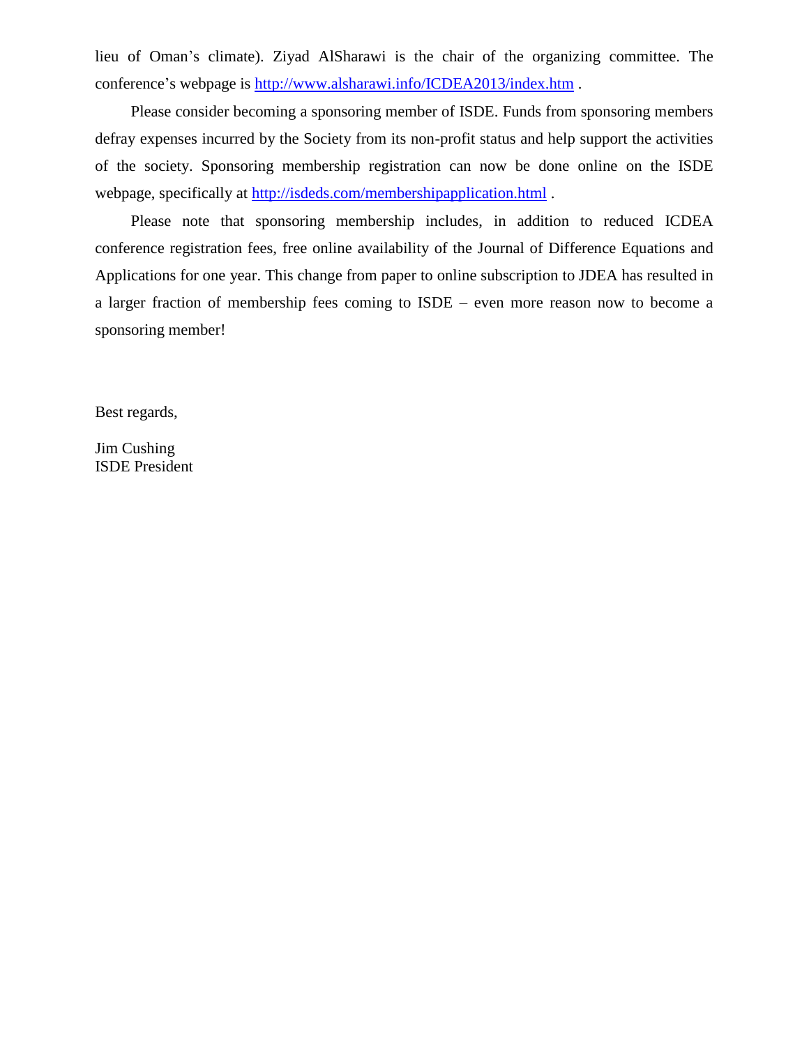lieu of Oman’s climate). Ziyad AlSharawi is the chair of the organizing committee. The conference’s webpage is http://www.alsharawi.info/ICDEA2013/index.htm .

Please consider becoming a sponsoring member of ISDE. Funds from sponsoring members defray expenses incurred by the Society from its non-profit status and help support the activities of the society. Sponsoring membership registration can now be done online on the ISDE webpage, specifically at http://isdeds.com/membershipapplication.html .

Please note that sponsoring membership includes, in addition to reduced ICDEA conference registration fees, free online availability of the Journal of Difference Equations and Applications for one year. This change from paper to online subscription to JDEA has resulted in a larger fraction of membership fees coming to ISDE – even more reason now to become a sponsoring member!

Best regards,

Jim Cushing
ISDE President